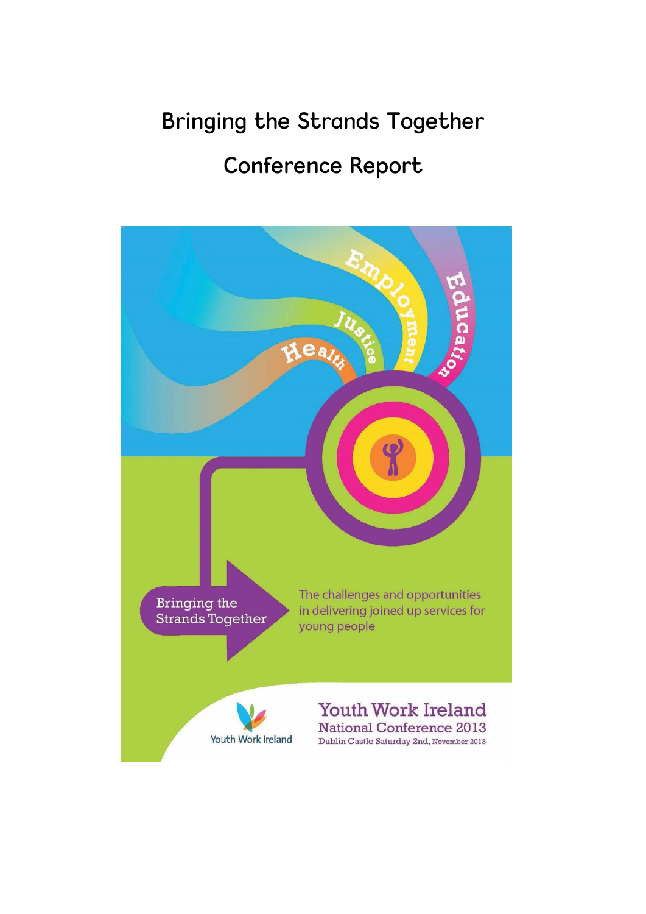# Bringing the Strands Together

## Conference Report

Employment

Education

Justice

Health

Bringing the Strands Together

The challenges and opportunities in delivering joined up services for young people

Youth Work Ireland

Youth Work Ireland
National Conference 2013
Dublin Castle Saturday 2nd, November 2013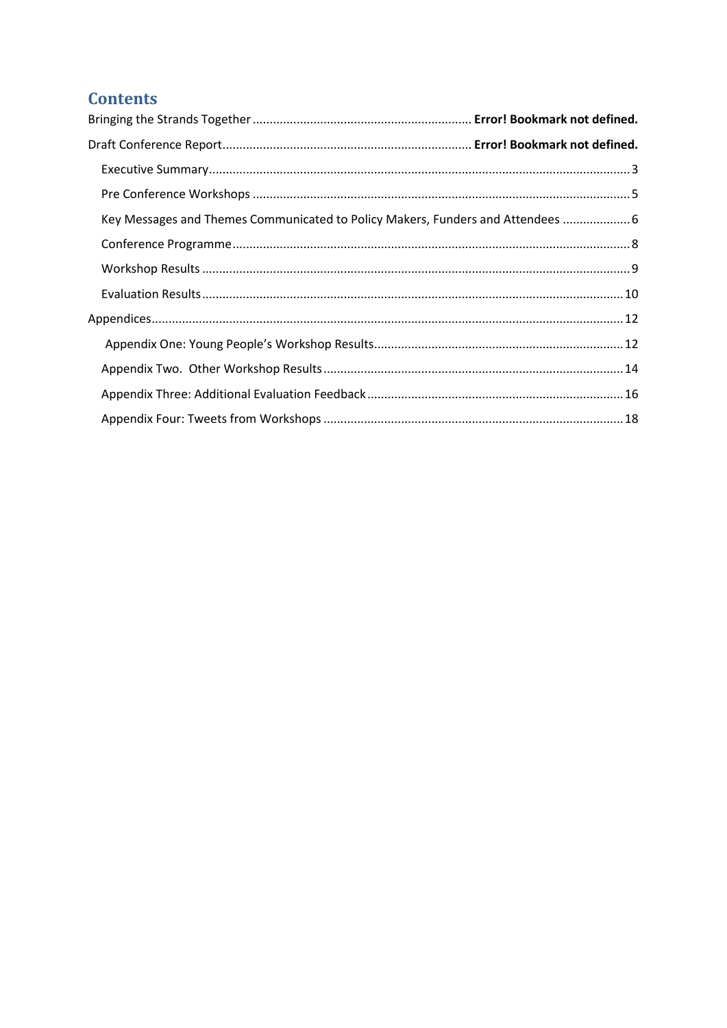## Contents

Bringing the Strands Together ................................................................ **Error! Bookmark not defined.**

Draft Conference Report......................................................................... **Error! Bookmark not defined.**

- Executive Summary ........................................................................................................... 3
- Pre Conference Workshops .............................................................................................. 5
- Key Messages and Themes Communicated to Policy Makers, Funders and Attendees .................... 6
- Conference Programme..................................................................................................... 8
- Workshop Results ............................................................................................................. 9
- Evaluation Results ............................................................................................................ 10

Appendices.......................................................................................................................... 12

- Appendix One: Young People's Workshop Results......................................................................... 12
- Appendix Two. Other Workshop Results........................................................................................ 14
- Appendix Three: Additional Evaluation Feedback........................................................................... 16
- Appendix Four: Tweets from Workshops ........................................................................................ 18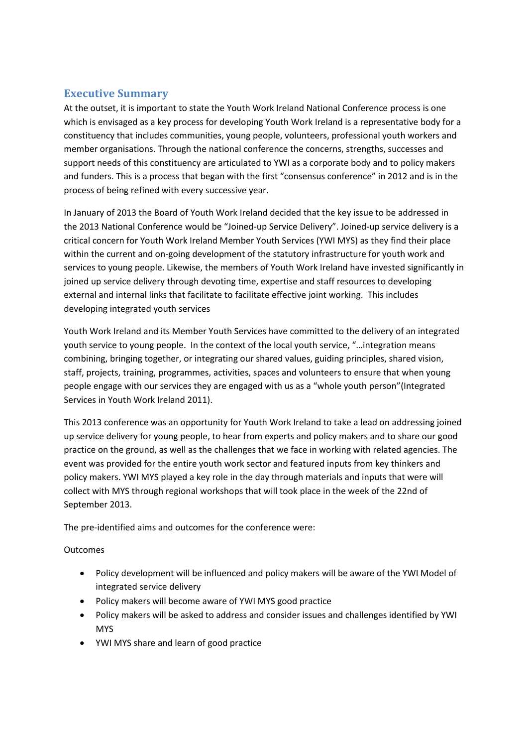## Executive Summary

At the outset, it is important to state the Youth Work Ireland National Conference process is one which is envisaged as a key process for developing Youth Work Ireland is a representative body for a constituency that includes communities, young people, volunteers, professional youth workers and member organisations. Through the national conference the concerns, strengths, successes and support needs of this constituency are articulated to YWI as a corporate body and to policy makers and funders. This is a process that began with the first "consensus conference" in 2012 and is in the process of being refined with every successive year.

In January of 2013 the Board of Youth Work Ireland decided that the key issue to be addressed in the 2013 National Conference would be "Joined-up Service Delivery". Joined-up service delivery is a critical concern for Youth Work Ireland Member Youth Services (YWI MYS) as they find their place within the current and on-going development of the statutory infrastructure for youth work and services to young people. Likewise, the members of Youth Work Ireland have invested significantly in joined up service delivery through devoting time, expertise and staff resources to developing external and internal links that facilitate to facilitate effective joint working. This includes developing integrated youth services

Youth Work Ireland and its Member Youth Services have committed to the delivery of an integrated youth service to young people. In the context of the local youth service, "…integration means combining, bringing together, or integrating our shared values, guiding principles, shared vision, staff, projects, training, programmes, activities, spaces and volunteers to ensure that when young people engage with our services they are engaged with us as a "whole youth person"(Integrated Services in Youth Work Ireland 2011).

This 2013 conference was an opportunity for Youth Work Ireland to take a lead on addressing joined up service delivery for young people, to hear from experts and policy makers and to share our good practice on the ground, as well as the challenges that we face in working with related agencies. The event was provided for the entire youth work sector and featured inputs from key thinkers and policy makers. YWI MYS played a key role in the day through materials and inputs that were will collect with MYS through regional workshops that will took place in the week of the 22nd of September 2013.

The pre-identified aims and outcomes for the conference were:

Outcomes

- Policy development will be influenced and policy makers will be aware of the YWI Model of integrated service delivery
- Policy makers will become aware of YWI MYS good practice
- Policy makers will be asked to address and consider issues and challenges identified by YWI MYS
- YWI MYS share and learn of good practice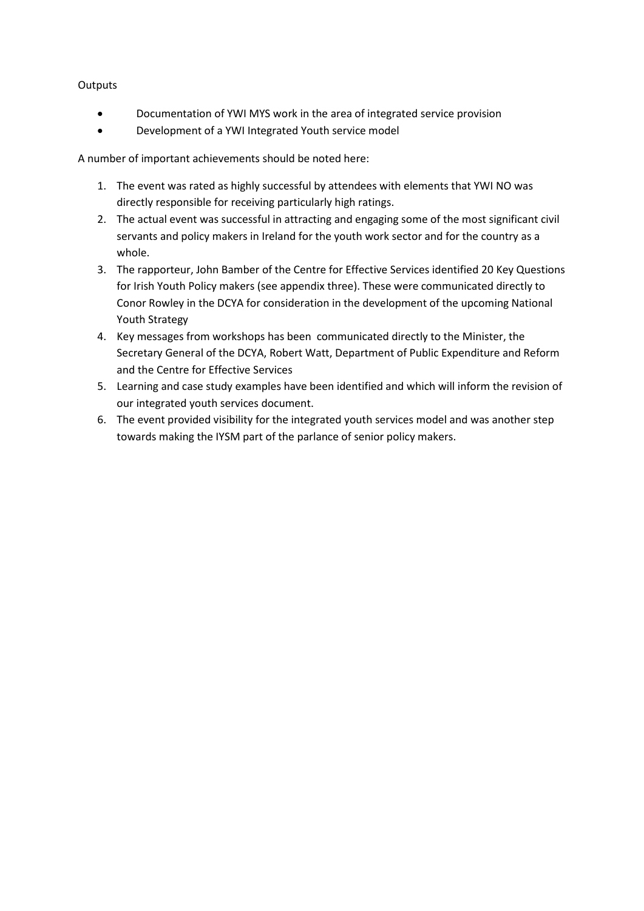Outputs

- Documentation of YWI MYS work in the area of integrated service provision
- Development of a YWI Integrated Youth service model

A number of important achievements should be noted here:

1. The event was rated as highly successful by attendees with elements that YWI NO was directly responsible for receiving particularly high ratings.
2. The actual event was successful in attracting and engaging some of the most significant civil servants and policy makers in Ireland for the youth work sector and for the country as a whole.
3. The rapporteur, John Bamber of the Centre for Effective Services identified 20 Key Questions for Irish Youth Policy makers (see appendix three). These were communicated directly to Conor Rowley in the DCYA for consideration in the development of the upcoming National Youth Strategy
4. Key messages from workshops has been communicated directly to the Minister, the Secretary General of the DCYA, Robert Watt, Department of Public Expenditure and Reform and the Centre for Effective Services
5. Learning and case study examples have been identified and which will inform the revision of our integrated youth services document.
6. The event provided visibility for the integrated youth services model and was another step towards making the IYSM part of the parlance of senior policy makers.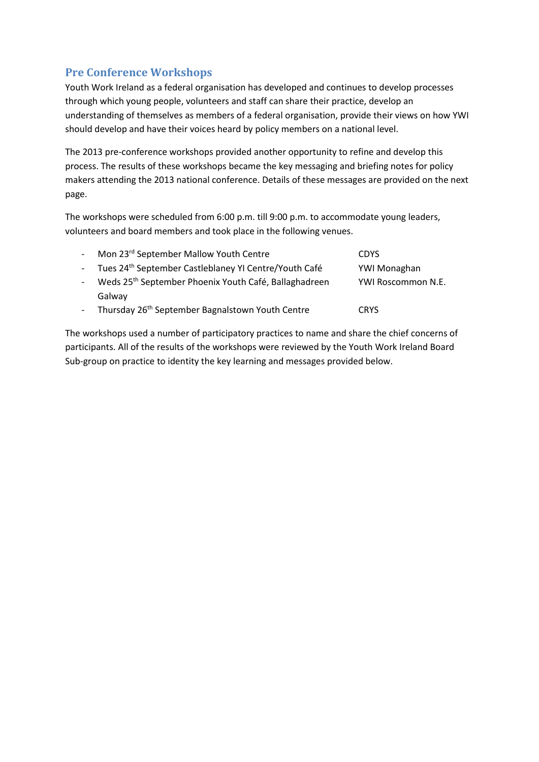## Pre Conference Workshops

Youth Work Ireland as a federal organisation has developed and continues to develop processes through which young people, volunteers and staff can share their practice, develop an understanding of themselves as members of a federal organisation, provide their views on how YWI should develop and have their voices heard by policy members on a national level.

The 2013 pre-conference workshops provided another opportunity to refine and develop this process. The results of these workshops became the key messaging and briefing notes for policy makers attending the 2013 national conference. Details of these messages are provided on the next page.

The workshops were scheduled from 6:00 p.m. till 9:00 p.m. to accommodate young leaders, volunteers and board members and took place in the following venues.

- Mon 23rd September Mallow Youth Centre — CDYS
- Tues 24th September Castleblaney YI Centre/Youth Café — YWI Monaghan
- Weds 25th September Phoenix Youth Café, Ballaghadreen Galway — YWI Roscommon N.E.
- Thursday 26th September Bagnalstown Youth Centre — CRYS

The workshops used a number of participatory practices to name and share the chief concerns of participants. All of the results of the workshops were reviewed by the Youth Work Ireland Board Sub-group on practice to identity the key learning and messages provided below.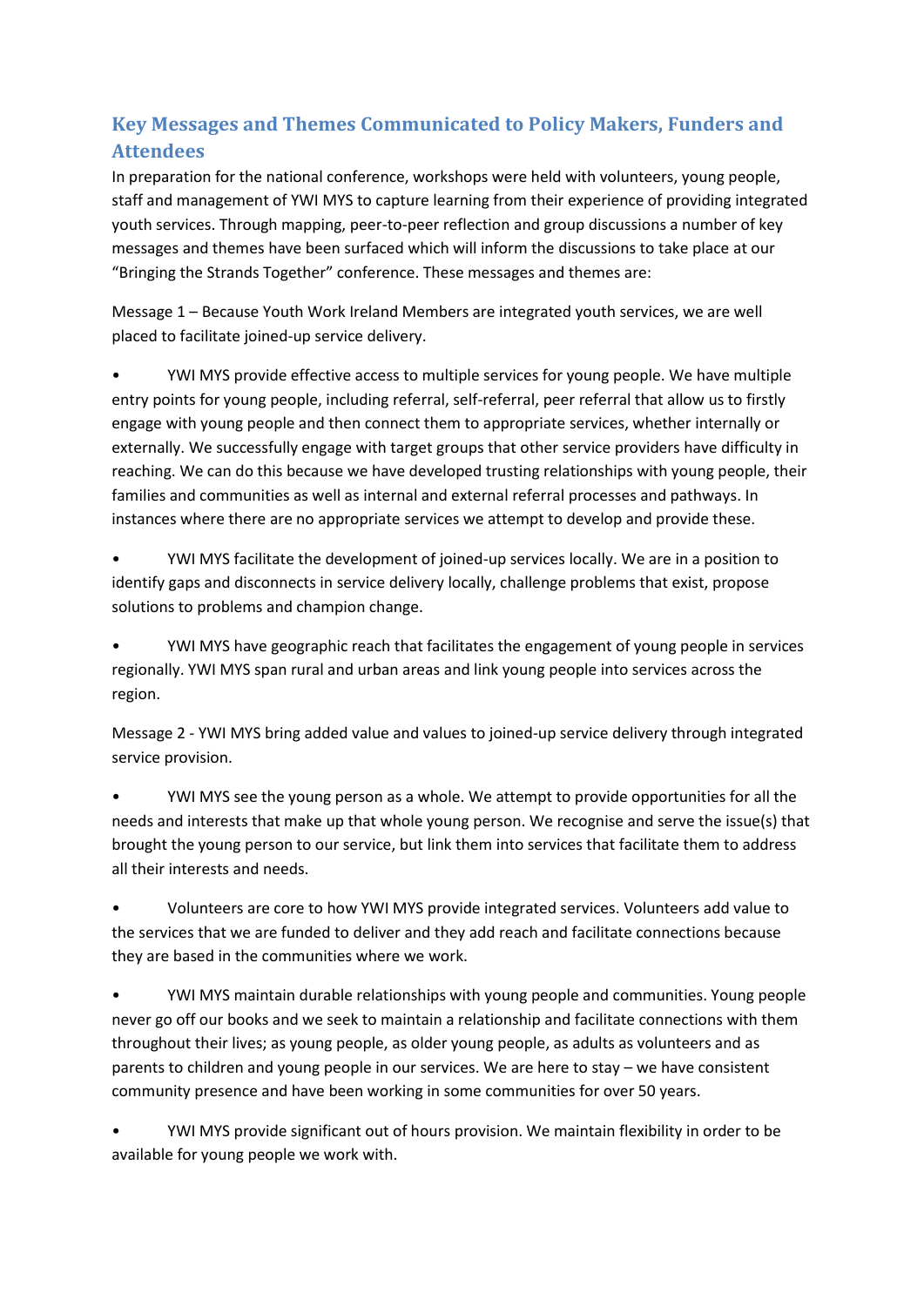## Key Messages and Themes Communicated to Policy Makers, Funders and Attendees

In preparation for the national conference, workshops were held with volunteers, young people, staff and management of YWI MYS to capture learning from their experience of providing integrated youth services. Through mapping, peer-to-peer reflection and group discussions a number of key messages and themes have been surfaced which will inform the discussions to take place at our "Bringing the Strands Together" conference. These messages and themes are:

Message 1 – Because Youth Work Ireland Members are integrated youth services, we are well placed to facilitate joined-up service delivery.

- YWI MYS provide effective access to multiple services for young people. We have multiple entry points for young people, including referral, self-referral, peer referral that allow us to firstly engage with young people and then connect them to appropriate services, whether internally or externally. We successfully engage with target groups that other service providers have difficulty in reaching. We can do this because we have developed trusting relationships with young people, their families and communities as well as internal and external referral processes and pathways. In instances where there are no appropriate services we attempt to develop and provide these.
- YWI MYS facilitate the development of joined-up services locally. We are in a position to identify gaps and disconnects in service delivery locally, challenge problems that exist, propose solutions to problems and champion change.
- YWI MYS have geographic reach that facilitates the engagement of young people in services regionally. YWI MYS span rural and urban areas and link young people into services across the region.

Message 2 - YWI MYS bring added value and values to joined-up service delivery through integrated service provision.

- YWI MYS see the young person as a whole. We attempt to provide opportunities for all the needs and interests that make up that whole young person. We recognise and serve the issue(s) that brought the young person to our service, but link them into services that facilitate them to address all their interests and needs.
- Volunteers are core to how YWI MYS provide integrated services. Volunteers add value to the services that we are funded to deliver and they add reach and facilitate connections because they are based in the communities where we work.
- YWI MYS maintain durable relationships with young people and communities. Young people never go off our books and we seek to maintain a relationship and facilitate connections with them throughout their lives; as young people, as older young people, as adults as volunteers and as parents to children and young people in our services. We are here to stay – we have consistent community presence and have been working in some communities for over 50 years.
- YWI MYS provide significant out of hours provision. We maintain flexibility in order to be available for young people we work with.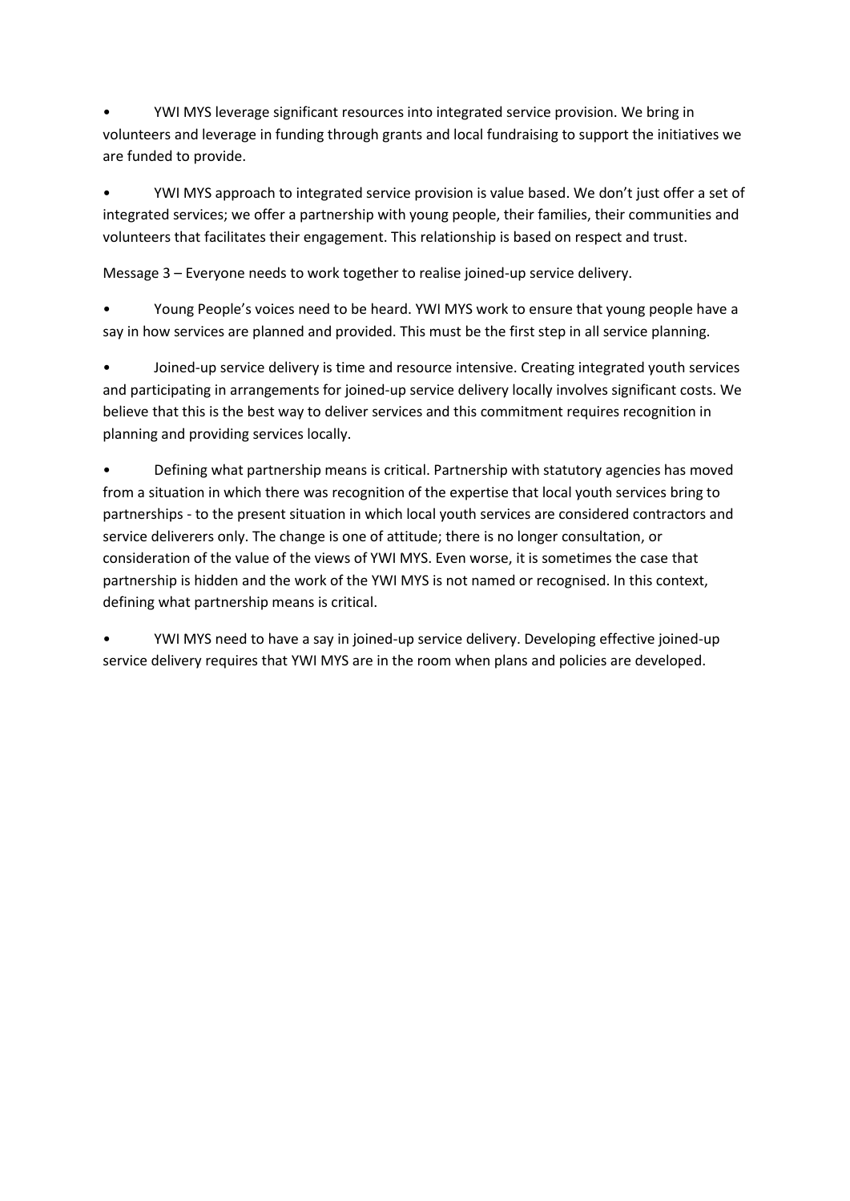- YWI MYS leverage significant resources into integrated service provision. We bring in volunteers and leverage in funding through grants and local fundraising to support the initiatives we are funded to provide.

- YWI MYS approach to integrated service provision is value based. We don't just offer a set of integrated services; we offer a partnership with young people, their families, their communities and volunteers that facilitates their engagement. This relationship is based on respect and trust.

Message 3 – Everyone needs to work together to realise joined-up service delivery.

- Young People's voices need to be heard. YWI MYS work to ensure that young people have a say in how services are planned and provided. This must be the first step in all service planning.

- Joined-up service delivery is time and resource intensive. Creating integrated youth services and participating in arrangements for joined-up service delivery locally involves significant costs. We believe that this is the best way to deliver services and this commitment requires recognition in planning and providing services locally.

- Defining what partnership means is critical. Partnership with statutory agencies has moved from a situation in which there was recognition of the expertise that local youth services bring to partnerships - to the present situation in which local youth services are considered contractors and service deliverers only. The change is one of attitude; there is no longer consultation, or consideration of the value of the views of YWI MYS. Even worse, it is sometimes the case that partnership is hidden and the work of the YWI MYS is not named or recognised. In this context, defining what partnership means is critical.

- YWI MYS need to have a say in joined-up service delivery. Developing effective joined-up service delivery requires that YWI MYS are in the room when plans and policies are developed.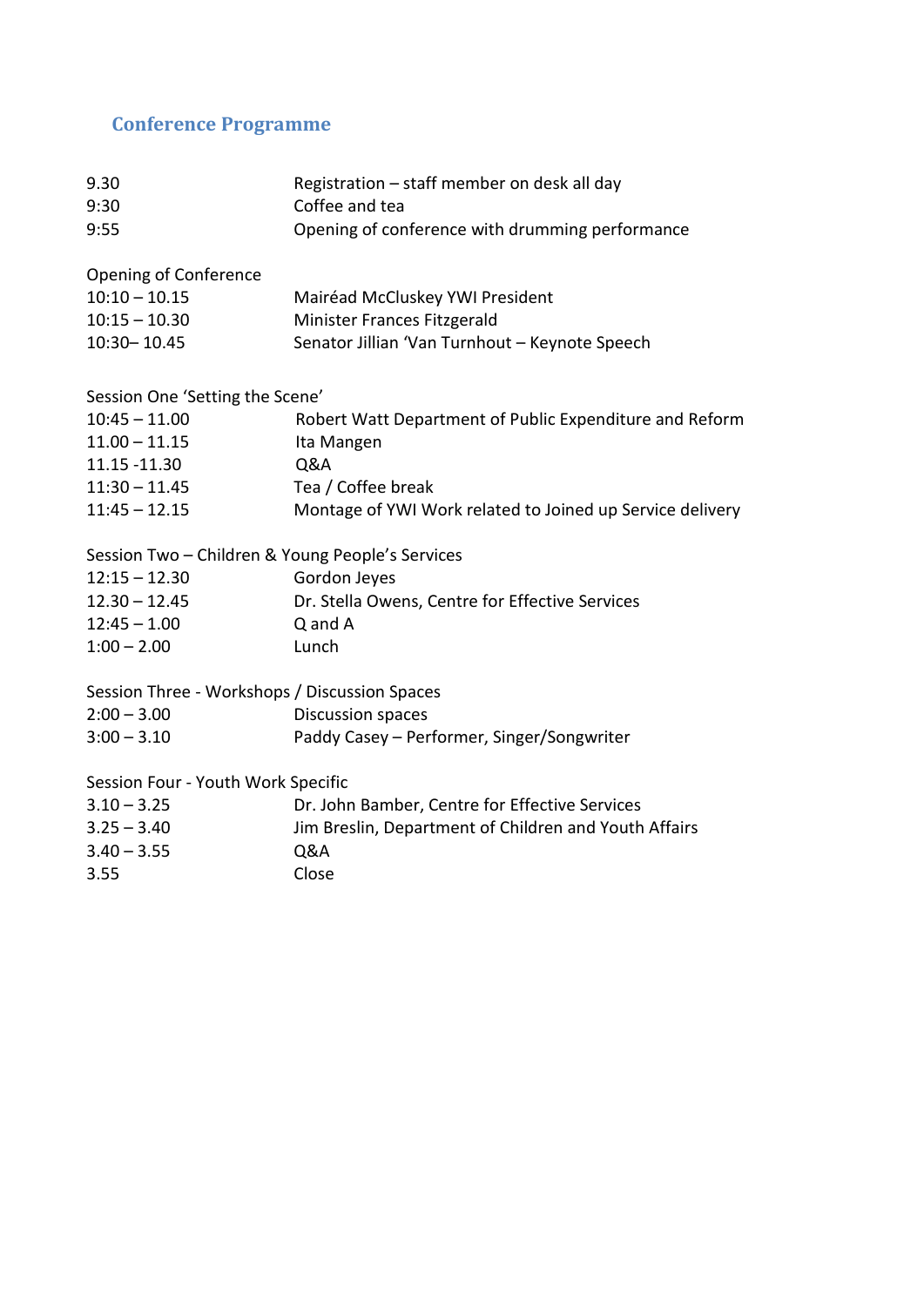## Conference Programme

| | |
|---|---|
| 9.30 | Registration – staff member on desk all day |
| 9:30 | Coffee and tea |
| 9:55 | Opening of conference with drumming performance |

Opening of Conference

| | |
|---|---|
| 10:10 – 10.15 | Mairéad McCluskey YWI President |
| 10:15 – 10.30 | Minister Frances Fitzgerald |
| 10:30– 10.45 | Senator Jillian 'Van Turnhout – Keynote Speech |

Session One 'Setting the Scene'

| | |
|---|---|
| 10:45 – 11.00 | Robert Watt Department of Public Expenditure and Reform |
| 11.00 – 11.15 | Ita Mangen |
| 11.15 -11.30 | Q&A |
| 11:30 – 11.45 | Tea / Coffee break |
| 11:45 – 12.15 | Montage of YWI Work related to Joined up Service delivery |

Session Two – Children & Young People's Services

| | |
|---|---|
| 12:15 – 12.30 | Gordon Jeyes |
| 12.30 – 12.45 | Dr. Stella Owens, Centre for Effective Services |
| 12:45 – 1.00 | Q and A |
| 1:00 – 2.00 | Lunch |

Session Three - Workshops / Discussion Spaces

| | |
|---|---|
| 2:00 – 3.00 | Discussion spaces |
| 3:00 – 3.10 | Paddy Casey – Performer, Singer/Songwriter |

Session Four - Youth Work Specific

| | |
|---|---|
| 3.10 – 3.25 | Dr. John Bamber, Centre for Effective Services |
| 3.25 – 3.40 | Jim Breslin, Department of Children and Youth Affairs |
| 3.40 – 3.55 | Q&A |
| 3.55 | Close |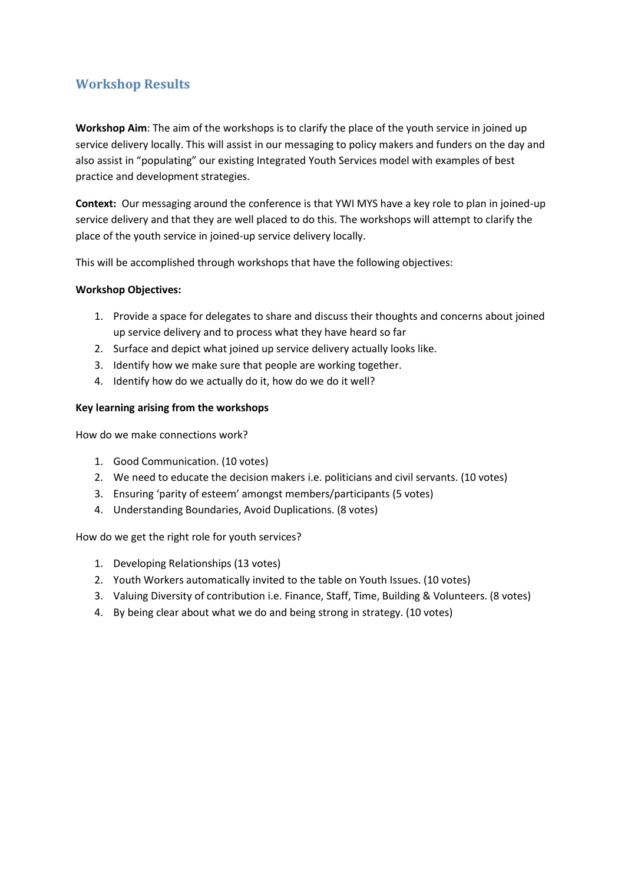## Workshop Results

**Workshop Aim**: The aim of the workshops is to clarify the place of the youth service in joined up service delivery locally. This will assist in our messaging to policy makers and funders on the day and also assist in "populating" our existing Integrated Youth Services model with examples of best practice and development strategies.

**Context:** Our messaging around the conference is that YWI MYS have a key role to plan in joined-up service delivery and that they are well placed to do this. The workshops will attempt to clarify the place of the youth service in joined-up service delivery locally.

This will be accomplished through workshops that have the following objectives:

**Workshop Objectives:**

1. Provide a space for delegates to share and discuss their thoughts and concerns about joined up service delivery and to process what they have heard so far
2. Surface and depict what joined up service delivery actually looks like.
3. Identify how we make sure that people are working together.
4. Identify how do we actually do it, how do we do it well?

**Key learning arising from the workshops**

How do we make connections work?

1. Good Communication. (10 votes)
2. We need to educate the decision makers i.e. politicians and civil servants. (10 votes)
3. Ensuring 'parity of esteem' amongst members/participants (5 votes)
4. Understanding Boundaries, Avoid Duplications. (8 votes)

How do we get the right role for youth services?

1. Developing Relationships (13 votes)
2. Youth Workers automatically invited to the table on Youth Issues. (10 votes)
3. Valuing Diversity of contribution i.e. Finance, Staff, Time, Building & Volunteers. (8 votes)
4. By being clear about what we do and being strong in strategy. (10 votes)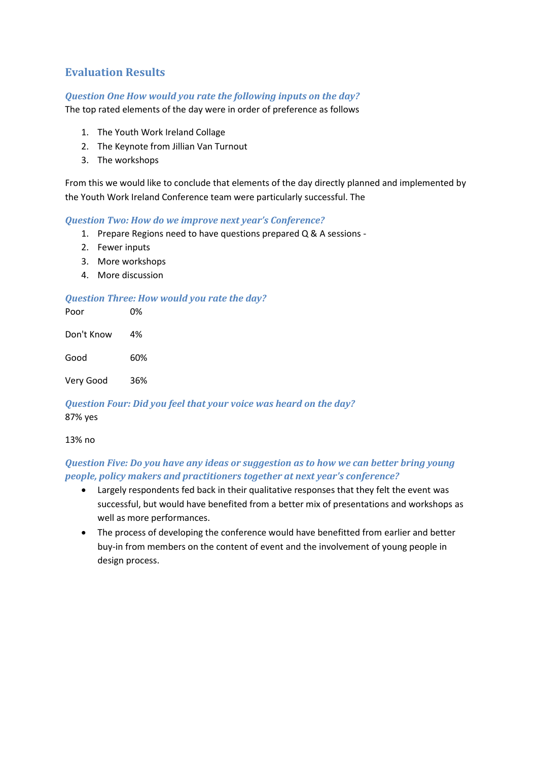## Evaluation Results

### *Question One How would you rate the following inputs on the day?*

The top rated elements of the day were in order of preference as follows

1. The Youth Work Ireland Collage
2. The Keynote from Jillian Van Turnout
3. The workshops

From this we would like to conclude that elements of the day directly planned and implemented by the Youth Work Ireland Conference team were particularly successful. The

### *Question Two: How do we improve next year's Conference?*

1. Prepare Regions need to have questions prepared Q & A sessions -
2. Fewer inputs
3. More workshops
4. More discussion

### *Question Three: How would you rate the day?*

| | |
|---|---|
| Poor | 0% |
| Don't Know | 4% |
| Good | 60% |
| Very Good | 36% |

### *Question Four: Did you feel that your voice was heard on the day?*

87% yes

13% no

### *Question Five: Do you have any ideas or suggestion as to how we can better bring young people, policy makers and practitioners together at next year's conference?*

- Largely respondents fed back in their qualitative responses that they felt the event was successful, but would have benefited from a better mix of presentations and workshops as well as more performances.
- The process of developing the conference would have benefitted from earlier and better buy-in from members on the content of event and the involvement of young people in design process.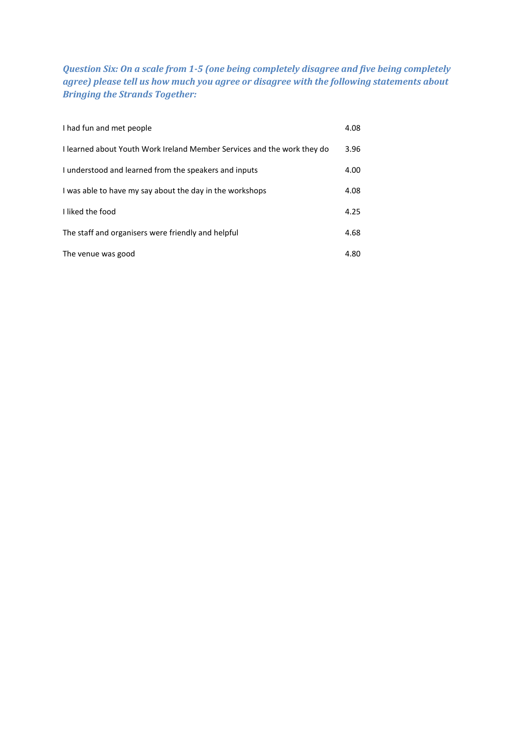***Question Six: On a scale from 1-5 (one being completely disagree and five being completely agree) please tell us how much you agree or disagree with the following statements about Bringing the Strands Together:***

| | |
|---|---|
| I had fun and met people | 4.08 |
| I learned about Youth Work Ireland Member Services and the work they do | 3.96 |
| I understood and learned from the speakers and inputs | 4.00 |
| I was able to have my say about the day in the workshops | 4.08 |
| I liked the food | 4.25 |
| The staff and organisers were friendly and helpful | 4.68 |
| The venue was good | 4.80 |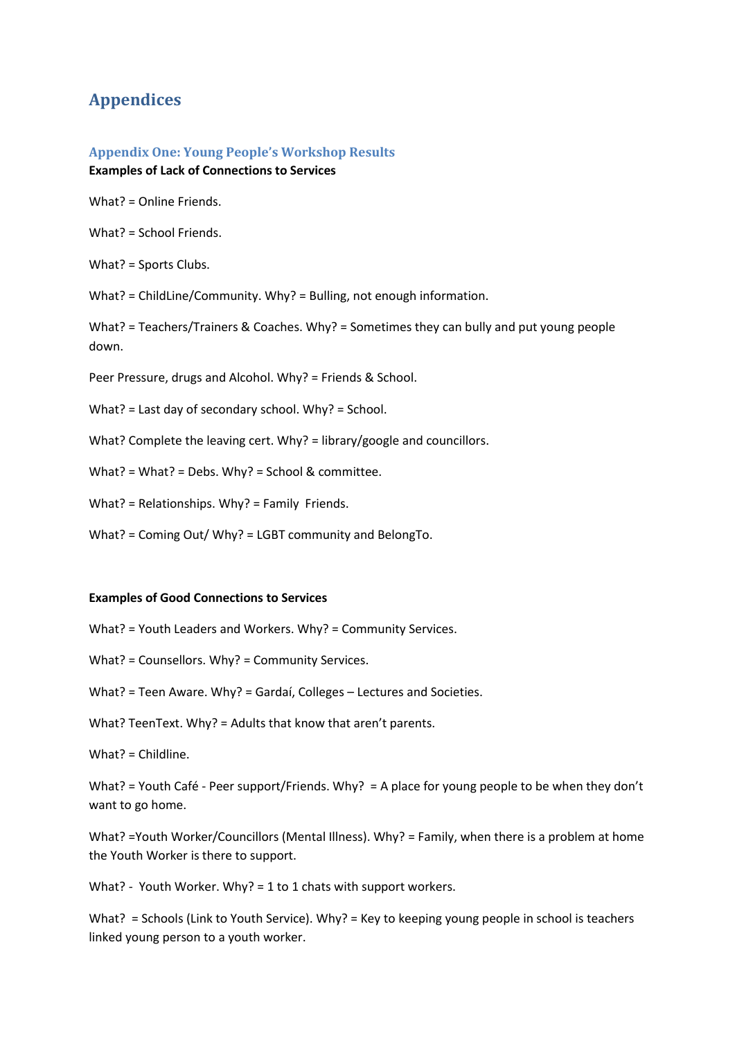# Appendices

## Appendix One: Young People's Workshop Results

**Examples of Lack of Connections to Services**

What? = Online Friends.

What? = School Friends.

What? = Sports Clubs.

What? = ChildLine/Community. Why? = Bulling, not enough information.

What? = Teachers/Trainers & Coaches. Why? = Sometimes they can bully and put young people down.

Peer Pressure, drugs and Alcohol. Why? = Friends & School.

What? = Last day of secondary school. Why? = School.

What? Complete the leaving cert. Why? = library/google and councillors.

What? = What? = Debs. Why? = School & committee.

What? = Relationships. Why? = Family  Friends.

What? = Coming Out/ Why? = LGBT community and BelongTo.

**Examples of Good Connections to Services**

What? = Youth Leaders and Workers. Why? = Community Services.

What? = Counsellors. Why? = Community Services.

What? = Teen Aware. Why? = Gardaí, Colleges – Lectures and Societies.

What? TeenText. Why? = Adults that know that aren't parents.

What? = Childline.

What? = Youth Café - Peer support/Friends. Why?  = A place for young people to be when they don't want to go home.

What? =Youth Worker/Councillors (Mental Illness). Why? = Family, when there is a problem at home the Youth Worker is there to support.

What? -  Youth Worker. Why? = 1 to 1 chats with support workers.

What?  = Schools (Link to Youth Service). Why? = Key to keeping young people in school is teachers linked young person to a youth worker.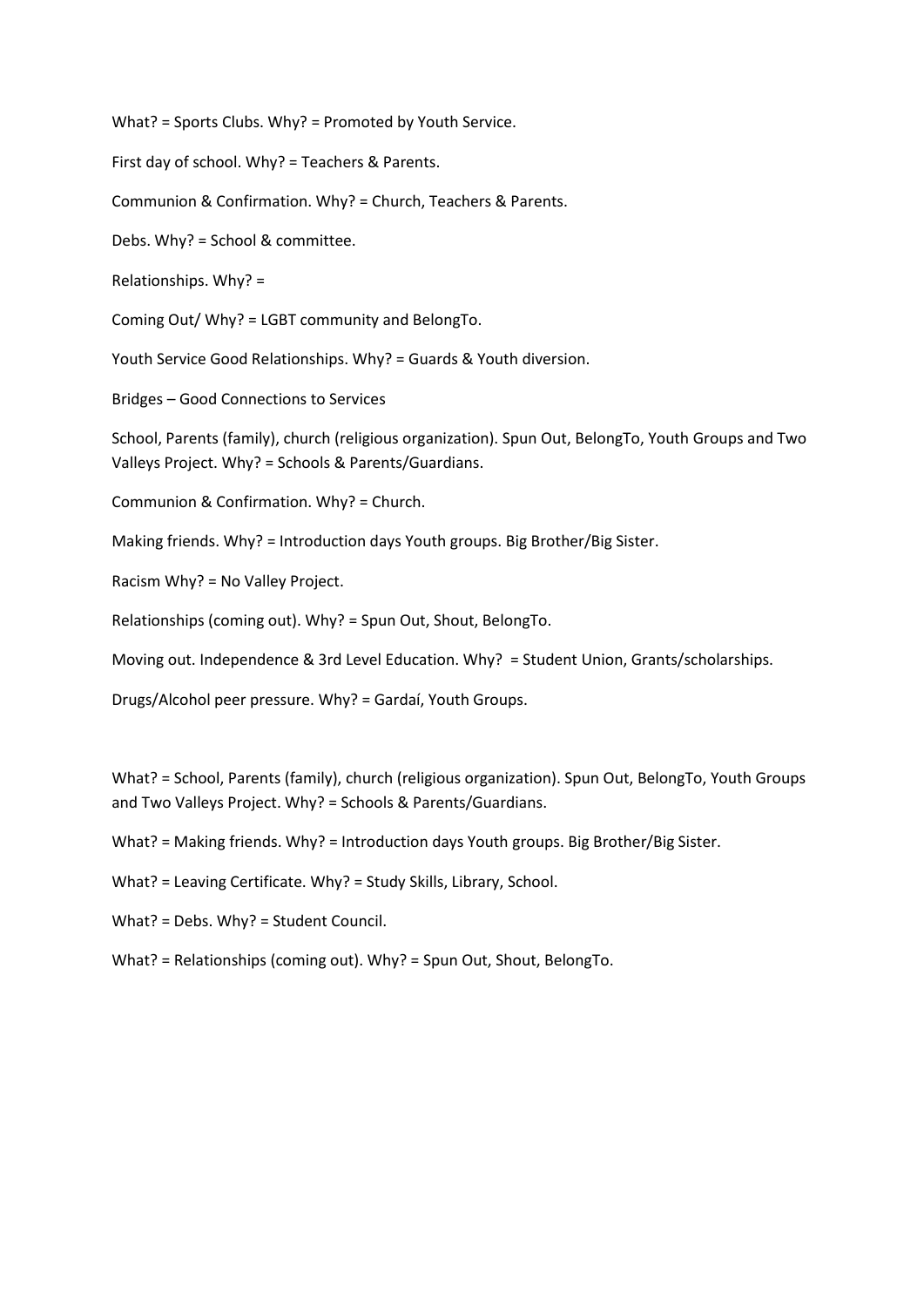What? = Sports Clubs. Why? = Promoted by Youth Service.

First day of school. Why? = Teachers & Parents.

Communion & Confirmation. Why? = Church, Teachers & Parents.

Debs. Why? = School & committee.

Relationships. Why? =

Coming Out/ Why? = LGBT community and BelongTo.

Youth Service Good Relationships. Why? = Guards & Youth diversion.

Bridges – Good Connections to Services

School, Parents (family), church (religious organization). Spun Out, BelongTo, Youth Groups and Two Valleys Project. Why? = Schools & Parents/Guardians.

Communion & Confirmation. Why? = Church.

Making friends. Why? = Introduction days Youth groups. Big Brother/Big Sister.

Racism Why? = No Valley Project.

Relationships (coming out). Why? = Spun Out, Shout, BelongTo.

Moving out. Independence & 3rd Level Education. Why? = Student Union, Grants/scholarships.

Drugs/Alcohol peer pressure. Why? = Gardaí, Youth Groups.

What? = School, Parents (family), church (religious organization). Spun Out, BelongTo, Youth Groups and Two Valleys Project. Why? = Schools & Parents/Guardians.

What? = Making friends. Why? = Introduction days Youth groups. Big Brother/Big Sister.

What? = Leaving Certificate. Why? = Study Skills, Library, School.

What? = Debs. Why? = Student Council.

What? = Relationships (coming out). Why? = Spun Out, Shout, BelongTo.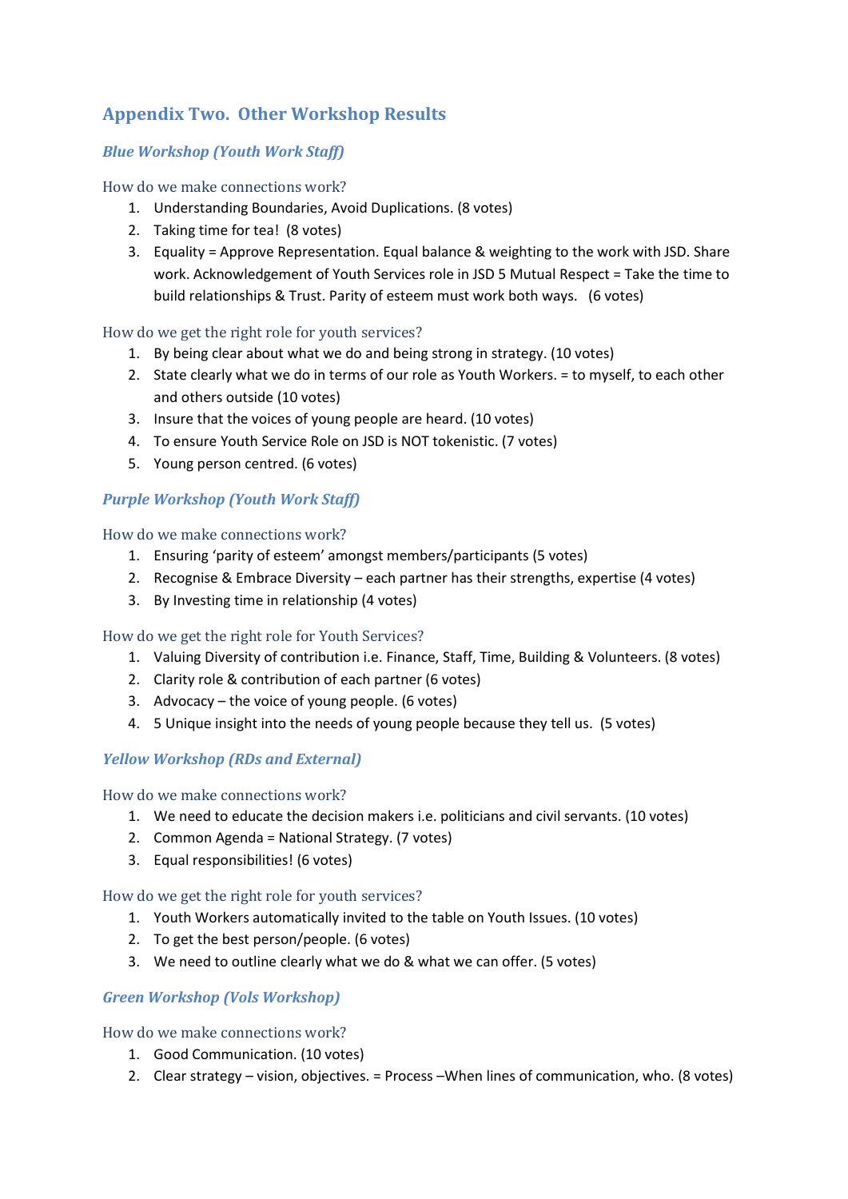## Appendix Two. Other Workshop Results

### *Blue Workshop (Youth Work Staff)*

#### How do we make connections work?

1. Understanding Boundaries, Avoid Duplications. (8 votes)
2. Taking time for tea! (8 votes)
3. Equality = Approve Representation. Equal balance & weighting to the work with JSD. Share work. Acknowledgement of Youth Services role in JSD 5 Mutual Respect = Take the time to build relationships & Trust. Parity of esteem must work both ways. (6 votes)

#### How do we get the right role for youth services?

1. By being clear about what we do and being strong in strategy. (10 votes)
2. State clearly what we do in terms of our role as Youth Workers. = to myself, to each other and others outside (10 votes)
3. Insure that the voices of young people are heard. (10 votes)
4. To ensure Youth Service Role on JSD is NOT tokenistic. (7 votes)
5. Young person centred. (6 votes)

### *Purple Workshop (Youth Work Staff)*

#### How do we make connections work?

1. Ensuring 'parity of esteem' amongst members/participants (5 votes)
2. Recognise & Embrace Diversity – each partner has their strengths, expertise (4 votes)
3. By Investing time in relationship (4 votes)

#### How do we get the right role for Youth Services?

1. Valuing Diversity of contribution i.e. Finance, Staff, Time, Building & Volunteers. (8 votes)
2. Clarity role & contribution of each partner (6 votes)
3. Advocacy – the voice of young people. (6 votes)
4. 5 Unique insight into the needs of young people because they tell us. (5 votes)

### *Yellow Workshop (RDs and External)*

#### How do we make connections work?

1. We need to educate the decision makers i.e. politicians and civil servants. (10 votes)
2. Common Agenda = National Strategy. (7 votes)
3. Equal responsibilities! (6 votes)

#### How do we get the right role for youth services?

1. Youth Workers automatically invited to the table on Youth Issues. (10 votes)
2. To get the best person/people. (6 votes)
3. We need to outline clearly what we do & what we can offer. (5 votes)

### *Green Workshop (Vols Workshop)*

#### How do we make connections work?

1. Good Communication. (10 votes)
2. Clear strategy – vision, objectives. = Process –When lines of communication, who. (8 votes)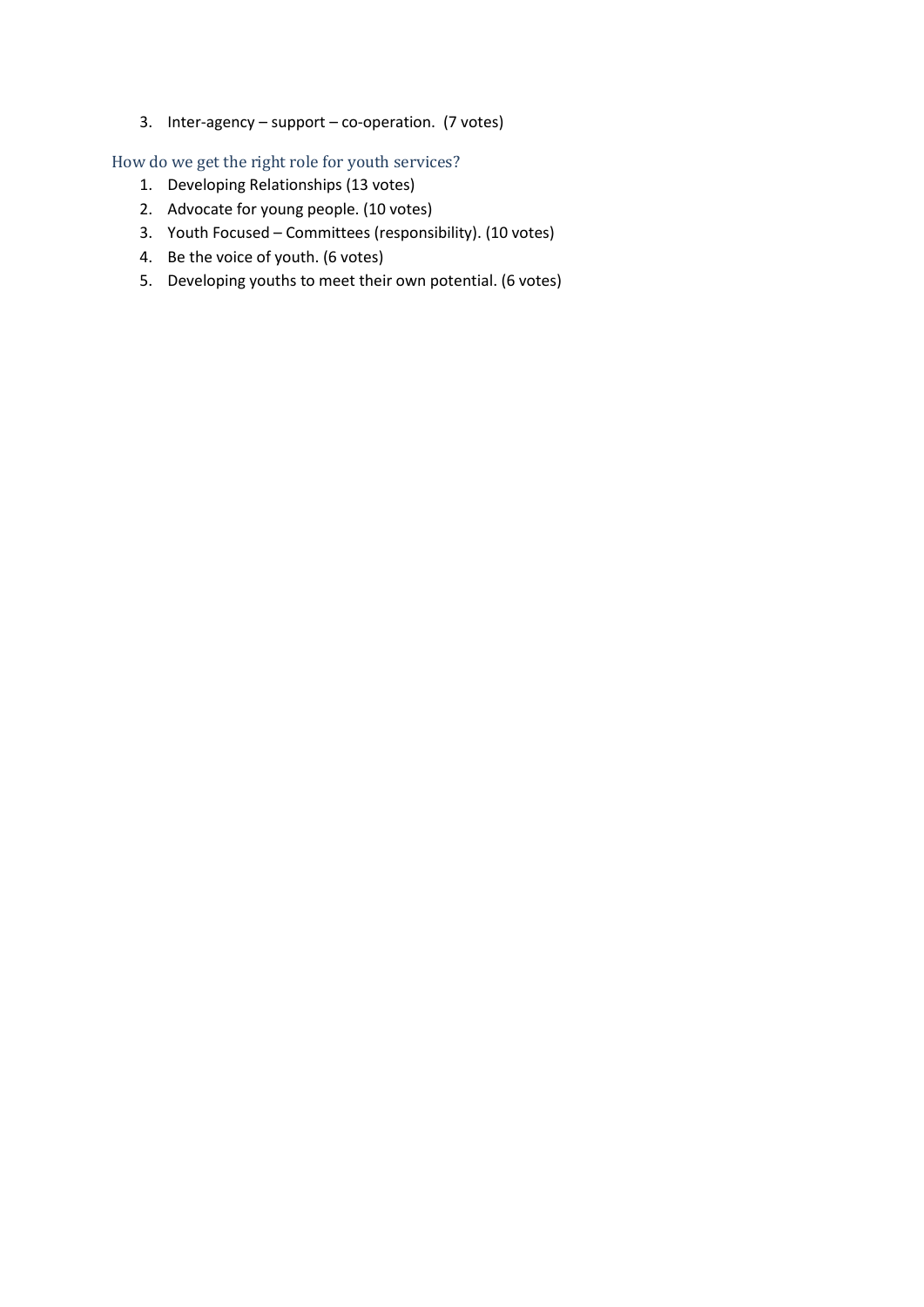3. Inter-agency – support – co-operation. (7 votes)

### How do we get the right role for youth services?

1. Developing Relationships (13 votes)
2. Advocate for young people. (10 votes)
3. Youth Focused – Committees (responsibility). (10 votes)
4. Be the voice of youth. (6 votes)
5. Developing youths to meet their own potential. (6 votes)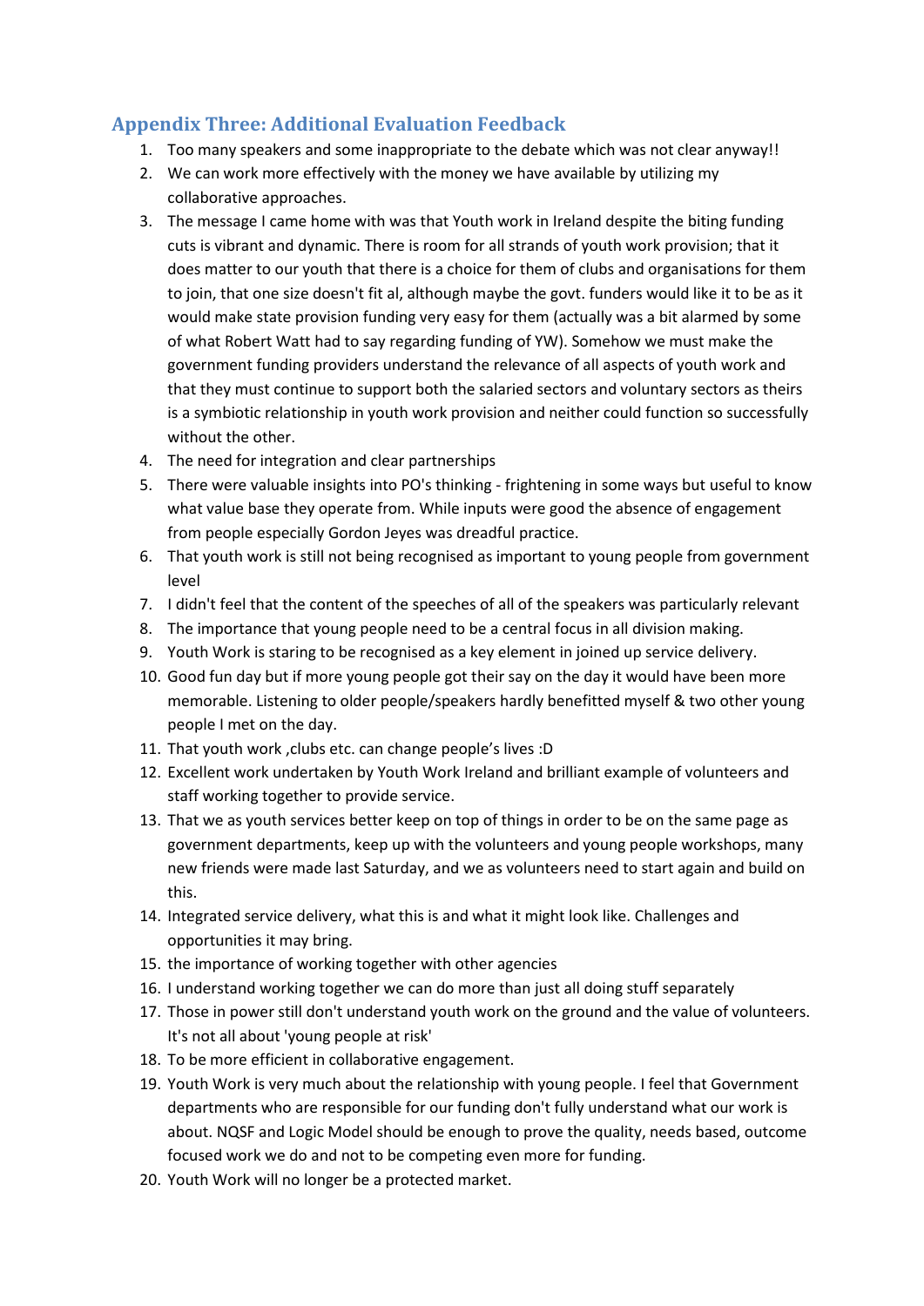## Appendix Three: Additional Evaluation Feedback

1. Too many speakers and some inappropriate to the debate which was not clear anyway!!
2. We can work more effectively with the money we have available by utilizing my collaborative approaches.
3. The message I came home with was that Youth work in Ireland despite the biting funding cuts is vibrant and dynamic. There is room for all strands of youth work provision; that it does matter to our youth that there is a choice for them of clubs and organisations for them to join, that one size doesn't fit al, although maybe the govt. funders would like it to be as it would make state provision funding very easy for them (actually was a bit alarmed by some of what Robert Watt had to say regarding funding of YW). Somehow we must make the government funding providers understand the relevance of all aspects of youth work and that they must continue to support both the salaried sectors and voluntary sectors as theirs is a symbiotic relationship in youth work provision and neither could function so successfully without the other.
4. The need for integration and clear partnerships
5. There were valuable insights into PO's thinking - frightening in some ways but useful to know what value base they operate from. While inputs were good the absence of engagement from people especially Gordon Jeyes was dreadful practice.
6. That youth work is still not being recognised as important to young people from government level
7. I didn't feel that the content of the speeches of all of the speakers was particularly relevant
8. The importance that young people need to be a central focus in all division making.
9. Youth Work is staring to be recognised as a key element in joined up service delivery.
10. Good fun day but if more young people got their say on the day it would have been more memorable. Listening to older people/speakers hardly benefitted myself & two other young people I met on the day.
11. That youth work ,clubs etc. can change people's lives :D
12. Excellent work undertaken by Youth Work Ireland and brilliant example of volunteers and staff working together to provide service.
13. That we as youth services better keep on top of things in order to be on the same page as government departments, keep up with the volunteers and young people workshops, many new friends were made last Saturday, and we as volunteers need to start again and build on this.
14. Integrated service delivery, what this is and what it might look like. Challenges and opportunities it may bring.
15. the importance of working together with other agencies
16. I understand working together we can do more than just all doing stuff separately
17. Those in power still don't understand youth work on the ground and the value of volunteers. It's not all about 'young people at risk'
18. To be more efficient in collaborative engagement.
19. Youth Work is very much about the relationship with young people. I feel that Government departments who are responsible for our funding don't fully understand what our work is about. NQSF and Logic Model should be enough to prove the quality, needs based, outcome focused work we do and not to be competing even more for funding.
20. Youth Work will no longer be a protected market.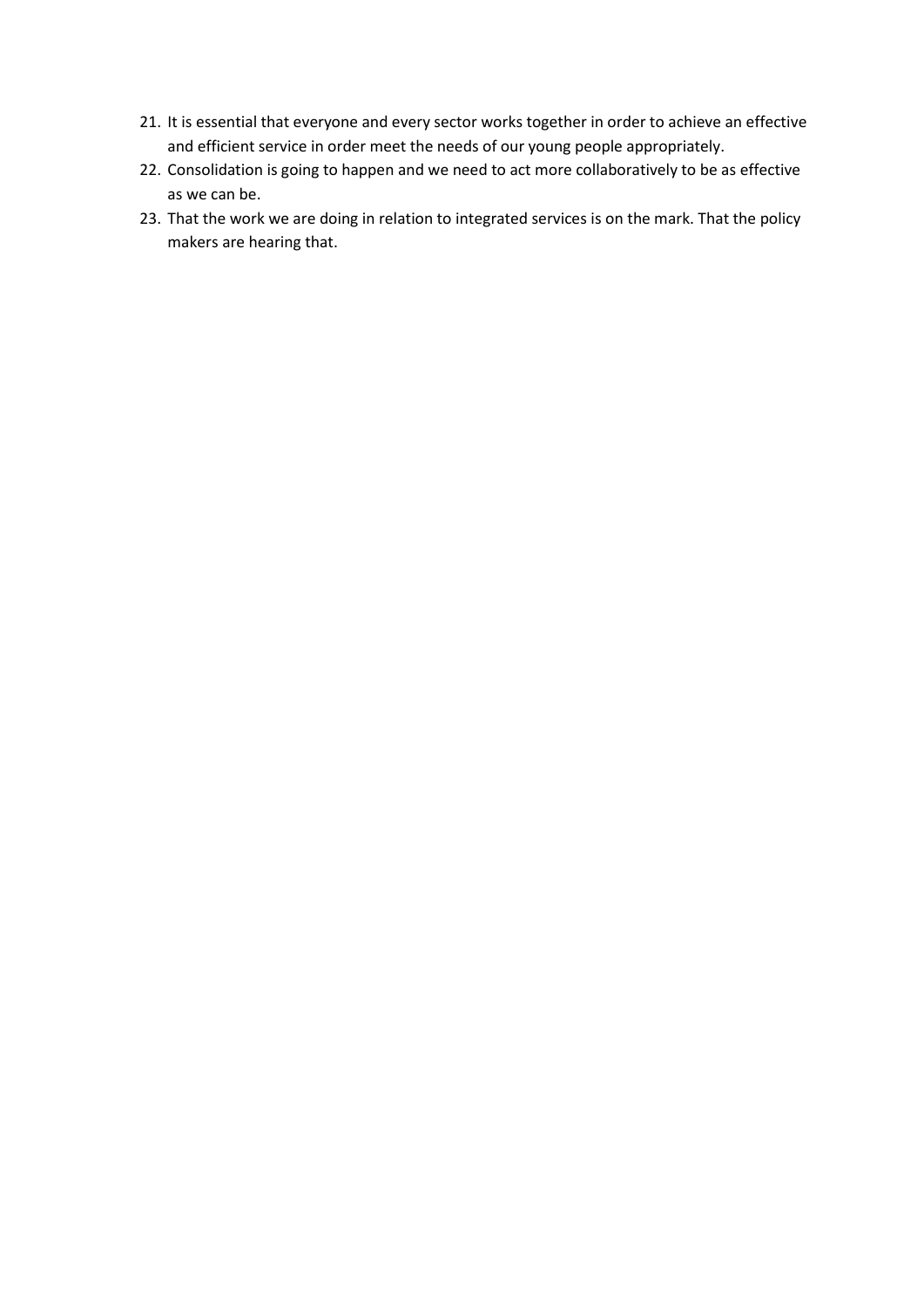21. It is essential that everyone and every sector works together in order to achieve an effective and efficient service in order meet the needs of our young people appropriately.
22. Consolidation is going to happen and we need to act more collaboratively to be as effective as we can be.
23. That the work we are doing in relation to integrated services is on the mark. That the policy makers are hearing that.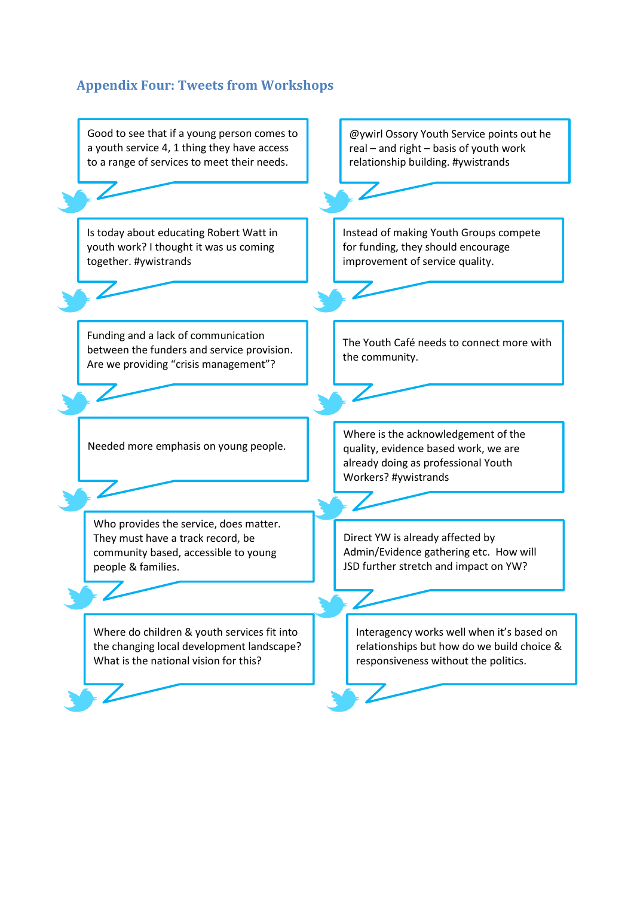## Appendix Four: Tweets from Workshops

Good to see that if a young person comes to a youth service 4, 1 thing they have access to a range of services to meet their needs.

@ywirl Ossory Youth Service points out he real – and right – basis of youth work relationship building. #ywistrands

Is today about educating Robert Watt in youth work? I thought it was us coming together. #ywistrands

Instead of making Youth Groups compete for funding, they should encourage improvement of service quality.

Funding and a lack of communication between the funders and service provision. Are we providing "crisis management"?

The Youth Café needs to connect more with the community.

Needed more emphasis on young people.

Where is the acknowledgement of the quality, evidence based work, we are already doing as professional Youth Workers? #ywistrands

Who provides the service, does matter. They must have a track record, be community based, accessible to young people & families.

Direct YW is already affected by Admin/Evidence gathering etc. How will JSD further stretch and impact on YW?

Where do children & youth services fit into the changing local development landscape? What is the national vision for this?

Interagency works well when it's based on relationships but how do we build choice & responsiveness without the politics.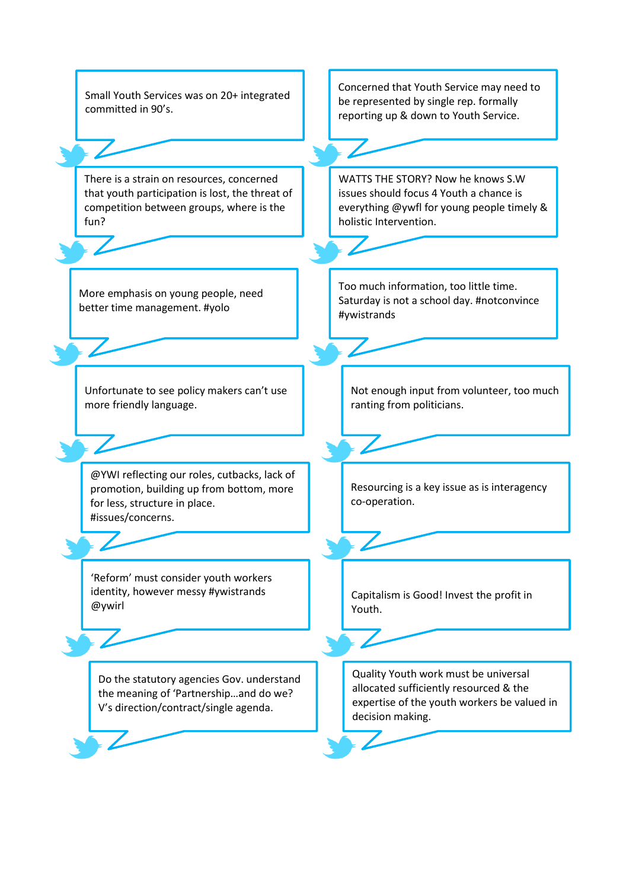Small Youth Services was on 20+ integrated committed in 90's.

Concerned that Youth Service may need to be represented by single rep. formally reporting up & down to Youth Service.

There is a strain on resources, concerned that youth participation is lost, the threat of competition between groups, where is the fun?

WATTS THE STORY? Now he knows S.W issues should focus 4 Youth a chance is everything @ywfl for young people timely & holistic Intervention.

More emphasis on young people, need better time management. #yolo

Too much information, too little time. Saturday is not a school day. #notconvince #ywistrands

Unfortunate to see policy makers can't use more friendly language.

Not enough input from volunteer, too much ranting from politicians.

@YWI reflecting our roles, cutbacks, lack of promotion, building up from bottom, more for less, structure in place. #issues/concerns.

Resourcing is a key issue as is interagency co-operation.

'Reform' must consider youth workers identity, however messy #ywistrands @ywirl

Capitalism is Good! Invest the profit in Youth.

Do the statutory agencies Gov. understand the meaning of 'Partnership…and do we? V's direction/contract/single agenda.

Quality Youth work must be universal allocated sufficiently resourced & the expertise of the youth workers be valued in decision making.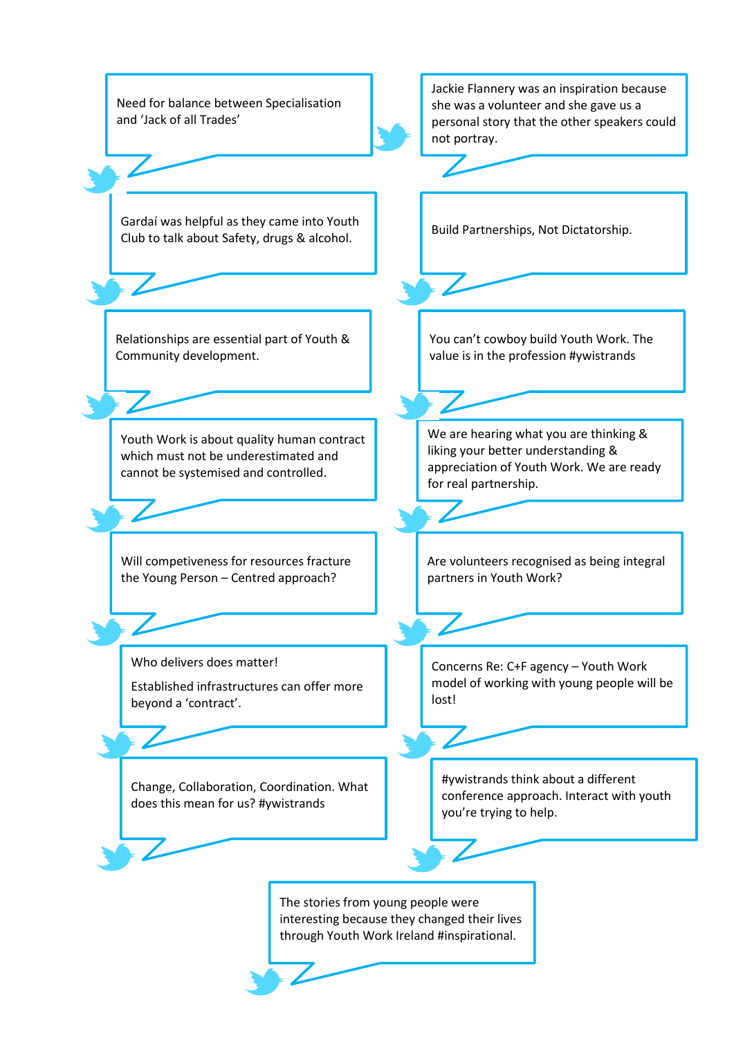Need for balance between Specialisation and 'Jack of all Trades'

Jackie Flannery was an inspiration because she was a volunteer and she gave us a personal story that the other speakers could not portray.

Gardaí was helpful as they came into Youth Club to talk about Safety, drugs & alcohol.

Build Partnerships, Not Dictatorship.

Relationships are essential part of Youth & Community development.

You can't cowboy build Youth Work. The value is in the profession #ywistrands

Youth Work is about quality human contract which must not be underestimated and cannot be systemised and controlled.

We are hearing what you are thinking & liking your better understanding & appreciation of Youth Work. We are ready for real partnership.

Will competiveness for resources fracture the Young Person – Centred approach?

Are volunteers recognised as being integral partners in Youth Work?

Who delivers does matter!

Established infrastructures can offer more beyond a 'contract'.

Concerns Re: C+F agency – Youth Work model of working with young people will be lost!

Change, Collaboration, Coordination. What does this mean for us? #ywistrands

#ywistrands think about a different conference approach. Interact with youth you're trying to help.

The stories from young people were interesting because they changed their lives through Youth Work Ireland #inspirational.